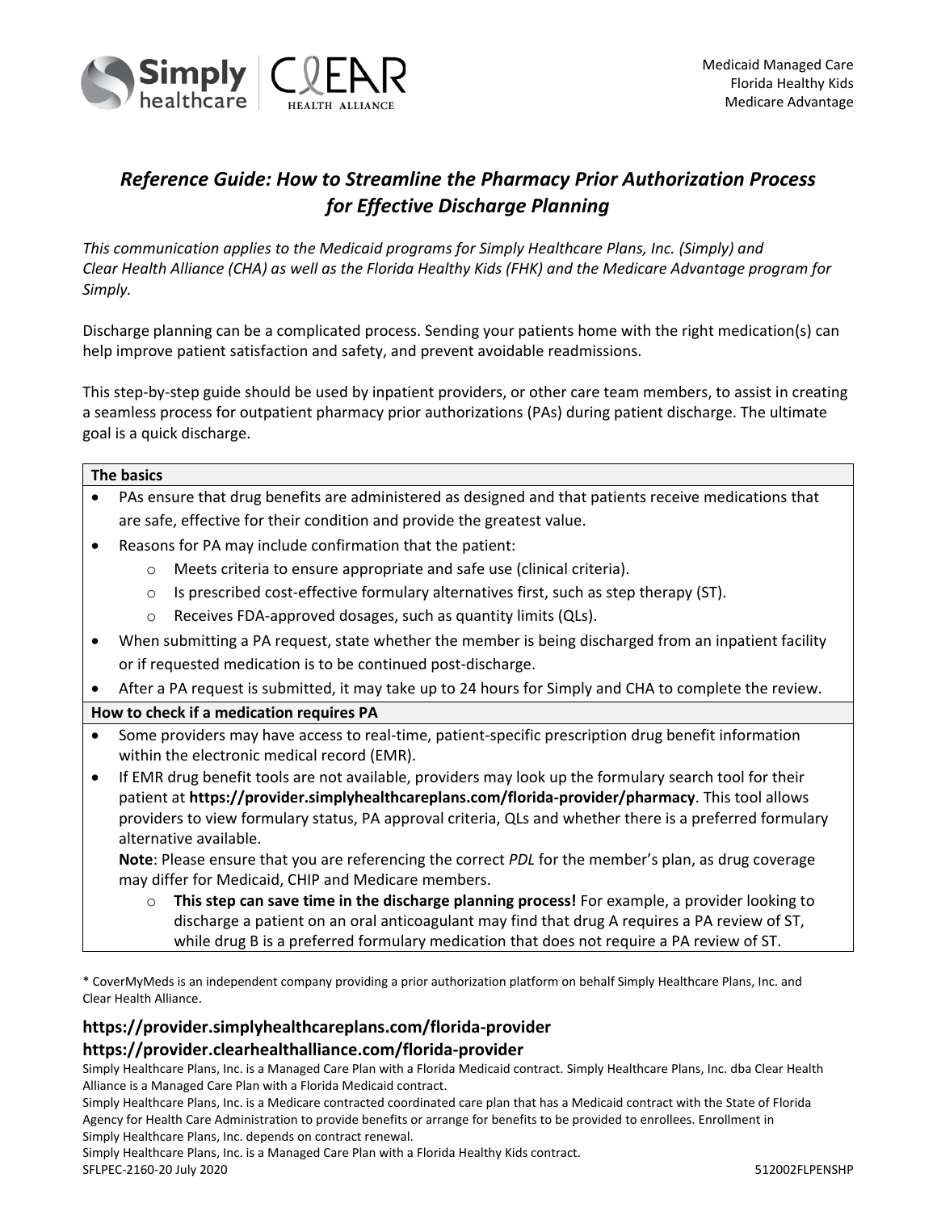Medicaid Managed Care
Florida Healthy Kids
Medicare Advantage

# *Reference Guide: How to Streamline the Pharmacy Prior Authorization Process for Effective Discharge Planning*

*This communication applies to the Medicaid programs for Simply Healthcare Plans, Inc. (Simply) and Clear Health Alliance (CHA) as well as the Florida Healthy Kids (FHK) and the Medicare Advantage program for Simply.*

Discharge planning can be a complicated process. Sending your patients home with the right medication(s) can help improve patient satisfaction and safety, and prevent avoidable readmissions.

This step-by-step guide should be used by inpatient providers, or other care team members, to assist in creating a seamless process for outpatient pharmacy prior authorizations (PAs) during patient discharge. The ultimate goal is a quick discharge.

**The basics**

- PAs ensure that drug benefits are administered as designed and that patients receive medications that are safe, effective for their condition and provide the greatest value.
- Reasons for PA may include confirmation that the patient:
  - Meets criteria to ensure appropriate and safe use (clinical criteria).
  - Is prescribed cost-effective formulary alternatives first, such as step therapy (ST).
  - Receives FDA-approved dosages, such as quantity limits (QLs).
- When submitting a PA request, state whether the member is being discharged from an inpatient facility or if requested medication is to be continued post-discharge.
- After a PA request is submitted, it may take up to 24 hours for Simply and CHA to complete the review.

**How to check if a medication requires PA**

- Some providers may have access to real-time, patient-specific prescription drug benefit information within the electronic medical record (EMR).
- If EMR drug benefit tools are not available, providers may look up the formulary search tool for their patient at **https://provider.simplyhealthcareplans.com/florida-provider/pharmacy**. This tool allows providers to view formulary status, PA approval criteria, QLs and whether there is a preferred formulary alternative available.

  **Note**: Please ensure that you are referencing the correct *PDL* for the member's plan, as drug coverage may differ for Medicaid, CHIP and Medicare members.
  - **This step can save time in the discharge planning process!** For example, a provider looking to discharge a patient on an oral anticoagulant may find that drug A requires a PA review of ST, while drug B is a preferred formulary medication that does not require a PA review of ST.

\* CoverMyMeds is an independent company providing a prior authorization platform on behalf Simply Healthcare Plans, Inc. and Clear Health Alliance.

**https://provider.simplyhealthcareplans.com/florida-provider**
**https://provider.clearhealthalliance.com/florida-provider**

Simply Healthcare Plans, Inc. is a Managed Care Plan with a Florida Medicaid contract. Simply Healthcare Plans, Inc. dba Clear Health Alliance is a Managed Care Plan with a Florida Medicaid contract.
Simply Healthcare Plans, Inc. is a Medicare contracted coordinated care plan that has a Medicaid contract with the State of Florida Agency for Health Care Administration to provide benefits or arrange for benefits to be provided to enrollees. Enrollment in Simply Healthcare Plans, Inc. depends on contract renewal.
Simply Healthcare Plans, Inc. is a Managed Care Plan with a Florida Healthy Kids contract.
SFLPEC-2160-20 July 2020 512002FLPENSHP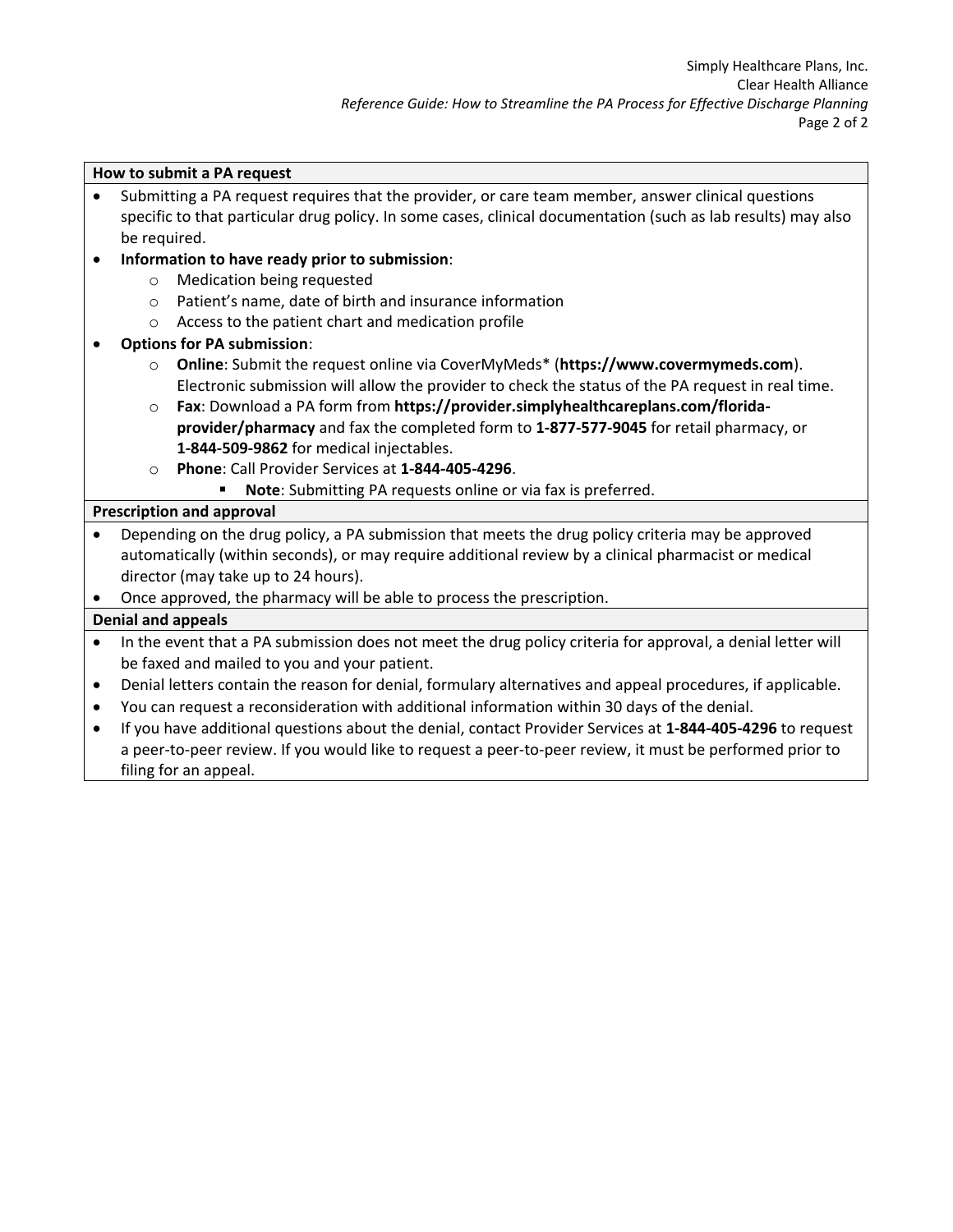## How to submit a PA request

- Submitting a PA request requires that the provider, or care team member, answer clinical questions specific to that particular drug policy. In some cases, clinical documentation (such as lab results) may also be required.
- **Information to have ready prior to submission**:
  - Medication being requested
  - Patient's name, date of birth and insurance information
  - Access to the patient chart and medication profile
- **Options for PA submission**:
  - **Online**: Submit the request online via CoverMyMeds* (**https://www.covermymeds.com**). Electronic submission will allow the provider to check the status of the PA request in real time.
  - **Fax**: Download a PA form from **https://provider.simplyhealthcareplans.com/florida-provider/pharmacy** and fax the completed form to **1-877-577-9045** for retail pharmacy, or **1-844-509-9862** for medical injectables.
  - **Phone**: Call Provider Services at **1-844-405-4296**.
    - **Note**: Submitting PA requests online or via fax is preferred.

## Prescription and approval

- Depending on the drug policy, a PA submission that meets the drug policy criteria may be approved automatically (within seconds), or may require additional review by a clinical pharmacist or medical director (may take up to 24 hours).
- Once approved, the pharmacy will be able to process the prescription.

## Denial and appeals

- In the event that a PA submission does not meet the drug policy criteria for approval, a denial letter will be faxed and mailed to you and your patient.
- Denial letters contain the reason for denial, formulary alternatives and appeal procedures, if applicable.
- You can request a reconsideration with additional information within 30 days of the denial.
- If you have additional questions about the denial, contact Provider Services at **1-844-405-4296** to request a peer-to-peer review. If you would like to request a peer-to-peer review, it must be performed prior to filing for an appeal.